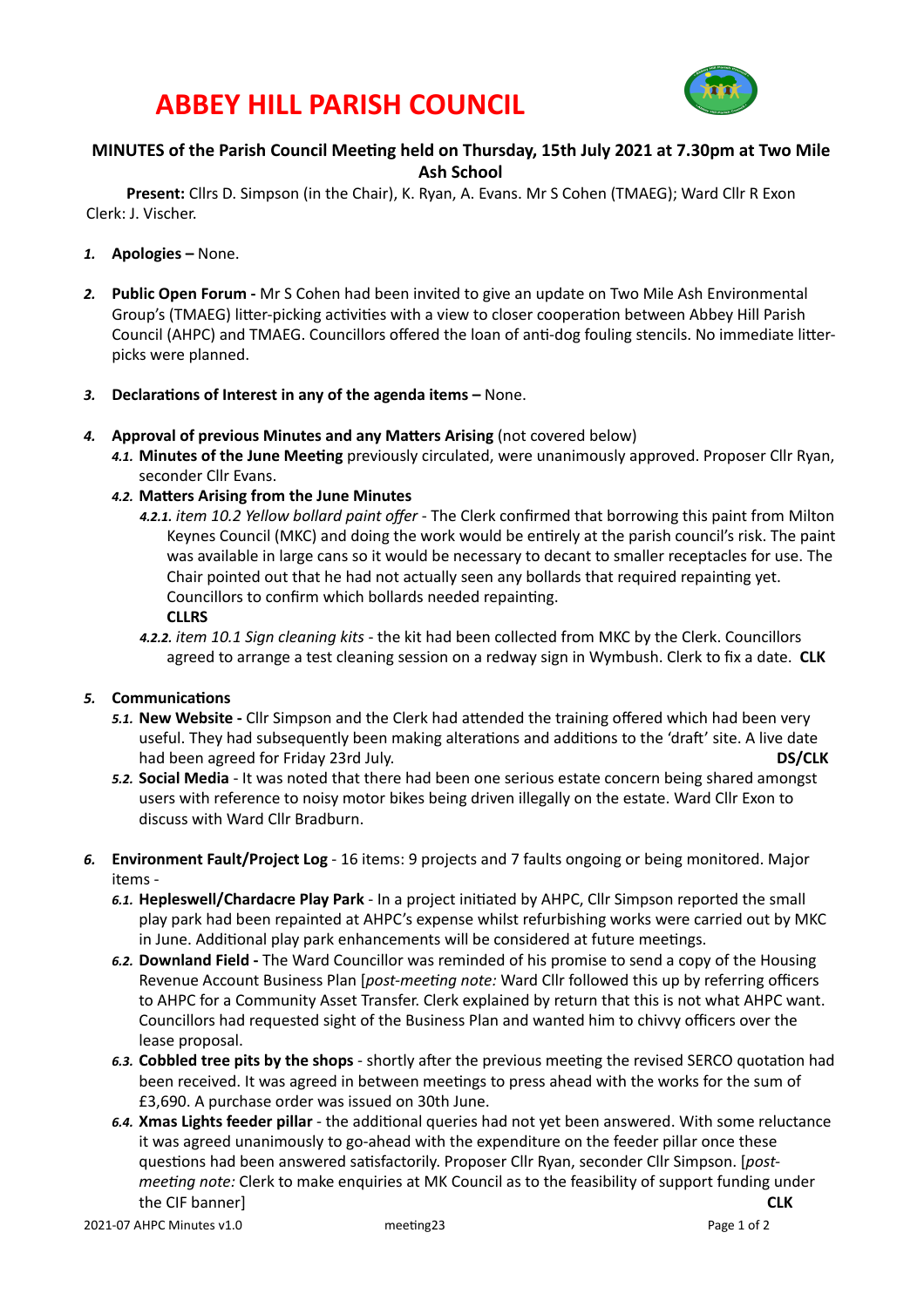# ABBEY HILL PARISH COUNCIL

**MINUTES of the Parish Council Meeting held on Thursday, 15th July 2021 at 7.30pm at Two Mile Ash School**

**Present:** Cllrs D. Simpson (in the Chair), K. Ryan, A. Evans. Mr S Cohen (TMAEG); Ward Cllr R Exon
Clerk: J. Vischer.

1. **Apologies –** None.

2. **Public Open Forum -** Mr S Cohen had been invited to give an update on Two Mile Ash Environmental Group's (TMAEG) litter-picking activities with a view to closer cooperation between Abbey Hill Parish Council (AHPC) and TMAEG. Councillors offered the loan of anti-dog fouling stencils. No immediate litter-picks were planned.

3. **Declarations of Interest in any of the agenda items –** None.

4. **Approval of previous Minutes and any Matters Arising** (not covered below)
   - 4.1. **Minutes of the June Meeting** previously circulated, were unanimously approved. Proposer Cllr Ryan, seconder Cllr Evans.
   - 4.2. **Matters Arising from the June Minutes**
     - 4.2.1. *item 10.2 Yellow bollard paint offer* - The Clerk confirmed that borrowing this paint from Milton Keynes Council (MKC) and doing the work would be entirely at the parish council's risk. The paint was available in large cans so it would be necessary to decant to smaller receptacles for use. The Chair pointed out that he had not actually seen any bollards that required repainting yet. Councillors to confirm which bollards needed repainting. **CLLRS**
     - 4.2.2. *item 10.1 Sign cleaning kits* - the kit had been collected from MKC by the Clerk. Councillors agreed to arrange a test cleaning session on a redway sign in Wymbush. Clerk to fix a date. **CLK**

5. **Communications**
   - 5.1. **New Website -** Cllr Simpson and the Clerk had attended the training offered which had been very useful. They had subsequently been making alterations and additions to the 'draft' site. A live date had been agreed for Friday 23rd July. **DS/CLK**
   - 5.2. **Social Media** - It was noted that there had been one serious estate concern being shared amongst users with reference to noisy motor bikes being driven illegally on the estate. Ward Cllr Exon to discuss with Ward Cllr Bradburn.

6. **Environment Fault/Project Log** - 16 items: 9 projects and 7 faults ongoing or being monitored. Major items -
   - 6.1. **Hepleswell/Chardacre Play Park** - In a project initiated by AHPC, Cllr Simpson reported the small play park had been repainted at AHPC's expense whilst refurbishing works were carried out by MKC in June. Additional play park enhancements will be considered at future meetings.
   - 6.2. **Downland Field -** The Ward Councillor was reminded of his promise to send a copy of the Housing Revenue Account Business Plan [*post-meeting note:* Ward Cllr followed this up by referring officers to AHPC for a Community Asset Transfer. Clerk explained by return that this is not what AHPC want. Councillors had requested sight of the Business Plan and wanted him to chivvy officers over the lease proposal.
   - 6.3. **Cobbled tree pits by the shops** - shortly after the previous meeting the revised SERCO quotation had been received. It was agreed in between meetings to press ahead with the works for the sum of £3,690. A purchase order was issued on 30th June.
   - 6.4. **Xmas Lights feeder pillar** - the additional queries had not yet been answered. With some reluctance it was agreed unanimously to go-ahead with the expenditure on the feeder pillar once these questions had been answered satisfactorily. Proposer Cllr Ryan, seconder Cllr Simpson. [*post-meeting note:* Clerk to make enquiries at MK Council as to the feasibility of support funding under the CIF banner] **CLK**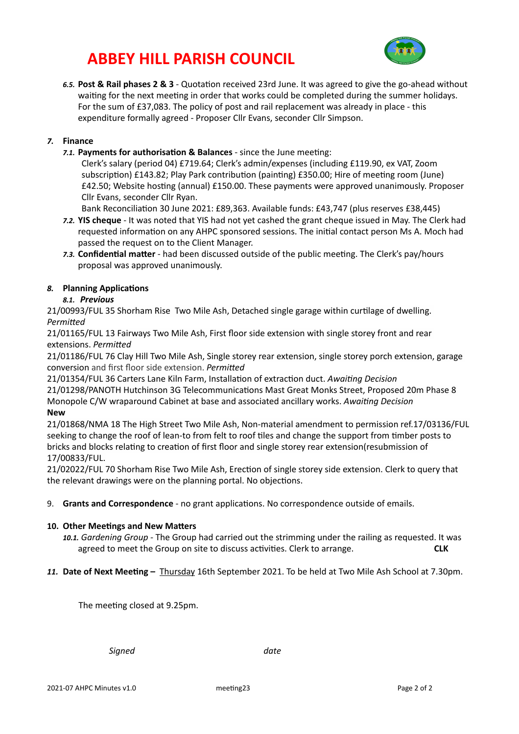# ABBEY HILL PARISH COUNCIL

*6.5.* **Post & Rail phases 2 & 3** - Quotation received 23rd June. It was agreed to give the go-ahead without waiting for the next meeting in order that works could be completed during the summer holidays. For the sum of £37,083. The policy of post and rail replacement was already in place - this expenditure formally agreed - Proposer Cllr Evans, seconder Cllr Simpson.

*7.* **Finance**

*7.1.* **Payments for authorisation & Balances** - since the June meeting:
Clerk's salary (period 04) £719.64; Clerk's admin/expenses (including £119.90, ex VAT, Zoom subscription) £143.82; Play Park contribution (painting) £350.00; Hire of meeting room (June) £42.50; Website hosting (annual) £150.00. These payments were approved unanimously. Proposer Cllr Evans, seconder Cllr Ryan.
Bank Reconciliation 30 June 2021: £89,363. Available funds: £43,747 (plus reserves £38,445)

*7.2.* **YIS cheque** - It was noted that YIS had not yet cashed the grant cheque issued in May. The Clerk had requested information on any AHPC sponsored sessions. The initial contact person Ms A. Moch had passed the request on to the Client Manager.

*7.3.* **Confidential matter** - had been discussed outside of the public meeting. The Clerk's pay/hours proposal was approved unanimously.

*8.* **Planning Applications**

*8.1.* ***Previous***

21/00993/FUL 35 Shorham Rise Two Mile Ash, Detached single garage within curtilage of dwelling. *Permitted*

21/01165/FUL 13 Fairways Two Mile Ash, First floor side extension with single storey front and rear extensions. *Permitted*

21/01186/FUL 76 Clay Hill Two Mile Ash, Single storey rear extension, single storey porch extension, garage conversion and first floor side extension. *Permitted*

21/01354/FUL 36 Carters Lane Kiln Farm, Installation of extraction duct. *Awaiting Decision*

21/01298/PANOTH Hutchinson 3G Telecommunications Mast Great Monks Street, Proposed 20m Phase 8 Monopole C/W wraparound Cabinet at base and associated ancillary works. *Awaiting Decision*

**New**

21/01868/NMA 18 The High Street Two Mile Ash, Non-material amendment to permission ref.17/03136/FUL seeking to change the roof of lean-to from felt to roof tiles and change the support from timber posts to bricks and blocks relating to creation of first floor and single storey rear extension(resubmission of 17/00833/FUL.

21/02022/FUL 70 Shorham Rise Two Mile Ash, Erection of single storey side extension. Clerk to query that the relevant drawings were on the planning portal. No objections.

9. **Grants and Correspondence** - no grant applications. No correspondence outside of emails.

**10. Other Meetings and New Matters**

*10.1.* *Gardening Group* - The Group had carried out the strimming under the railing as requested. It was agreed to meet the Group on site to discuss activities. Clerk to arrange. **CLK**

*11.* **Date of Next Meeting –** Thursday 16th September 2021. To be held at Two Mile Ash School at 7.30pm.

The meeting closed at 9.25pm.

*Signed* *date*